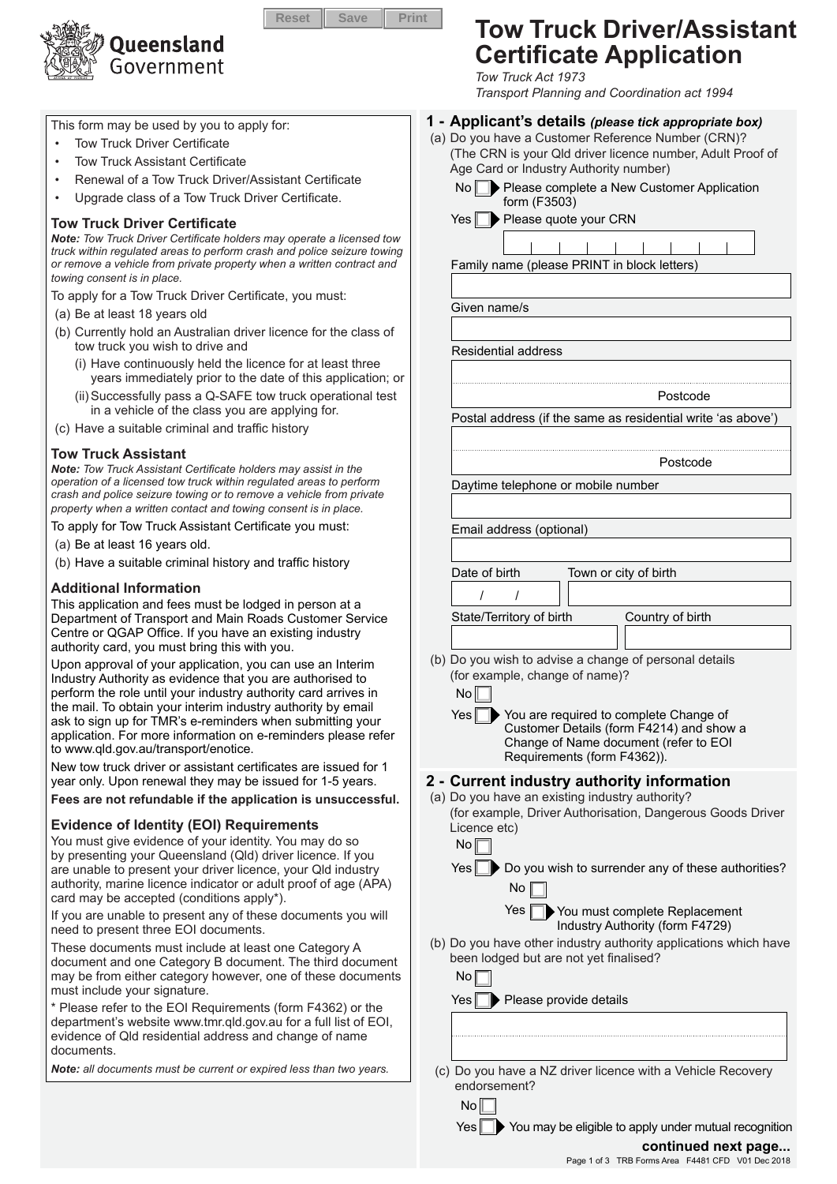Reset Save Print

Queensland Government

# Tow Truck Driver/Assistant Certificate Application

*Tow Truck Act 1973*
*Transport Planning and Coordination act 1994*

This form may be used by you to apply for:

- Tow Truck Driver Certificate
- Tow Truck Assistant Certificate
- Renewal of a Tow Truck Driver/Assistant Certificate
- Upgrade class of a Tow Truck Driver Certificate.

### Tow Truck Driver Certificate

***Note:** Tow Truck Driver Certificate holders may operate a licensed tow truck within regulated areas to perform crash and police seizure towing or remove a vehicle from private property when a written contract and towing consent is in place.*

To apply for a Tow Truck Driver Certificate, you must:

(a) Be at least 18 years old

(b) Currently hold an Australian driver licence for the class of tow truck you wish to drive and

(i) Have continuously held the licence for at least three years immediately prior to the date of this application; or

(ii) Successfully pass a Q-SAFE tow truck operational test in a vehicle of the class you are applying for.

(c) Have a suitable criminal and traffic history

### Tow Truck Assistant

***Note:** Tow Truck Assistant Certificate holders may assist in the operation of a licensed tow truck within regulated areas to perform crash and police seizure towing or to remove a vehicle from private property when a written contact and towing consent is in place.*

To apply for Tow Truck Assistant Certificate you must:

(a) Be at least 16 years old.

(b) Have a suitable criminal history and traffic history

### Additional Information

This application and fees must be lodged in person at a Department of Transport and Main Roads Customer Service Centre or QGAP Office. If you have an existing industry authority card, you must bring this with you.

Upon approval of your application, you can use an Interim Industry Authority as evidence that you are authorised to perform the role until your industry authority card arrives in the mail. To obtain your interim industry authority by email ask to sign up for TMR's e-reminders when submitting your application. For more information on e-reminders please refer to www.qld.gov.au/transport/enotice.

New tow truck driver or assistant certificates are issued for 1 year only. Upon renewal they may be issued for 1-5 years.

**Fees are not refundable if the application is unsuccessful.**

### Evidence of Identity (EOI) Requirements

You must give evidence of your identity. You may do so by presenting your Queensland (Qld) driver licence. If you are unable to present your driver licence, your Qld industry authority, marine licence indicator or adult proof of age (APA) card may be accepted (conditions apply*).

If you are unable to present any of these documents you will need to present three EOI documents.

These documents must include at least one Category A document and one Category B document. The third document may be from either category however, one of these documents must include your signature.

* Please refer to the EOI Requirements (form F4362) or the department's website www.tmr.qld.gov.au for a full list of EOI, evidence of Qld residential address and change of name documents.

***Note:** all documents must be current or expired less than two years.*

## 1 - Applicant's details *(please tick appropriate box)*

(a) Do you have a Customer Reference Number (CRN)?
(The CRN is your Qld driver licence number, Adult Proof of Age Card or Industry Authority number)

No ☐ ▶ Please complete a New Customer Application form (F3503)

Yes ☐ ▶ Please quote your CRN

Family name (please PRINT in block letters)

Given name/s

Residential address

Postcode

Postal address (if the same as residential write 'as above')

Postcode

Daytime telephone or mobile number

Email address (optional)

Date of birth / / Town or city of birth

State/Territory of birth Country of birth

(b) Do you wish to advise a change of personal details (for example, change of name)?

No ☐

Yes ☐ ▶ You are required to complete Change of Customer Details (form F4214) and show a Change of Name document (refer to EOI Requirements (form F4362)).

## 2 - Current industry authority information

(a) Do you have an existing industry authority?
(for example, Driver Authorisation, Dangerous Goods Driver Licence etc)

No ☐

Yes ☐ ▶ Do you wish to surrender any of these authorities?

No ☐

Yes ☐ ▶ You must complete Replacement Industry Authority (form F4729)

(b) Do you have other industry authority applications which have been lodged but are not yet finalised?

No ☐

Yes ☐ ▶ Please provide details

(c) Do you have a NZ driver licence with a Vehicle Recovery endorsement?

No ☐

Yes ☐ ▶ You may be eligible to apply under mutual recognition

**continued next page...**

TRB Forms Area F4481 CFD V01 Dec 2018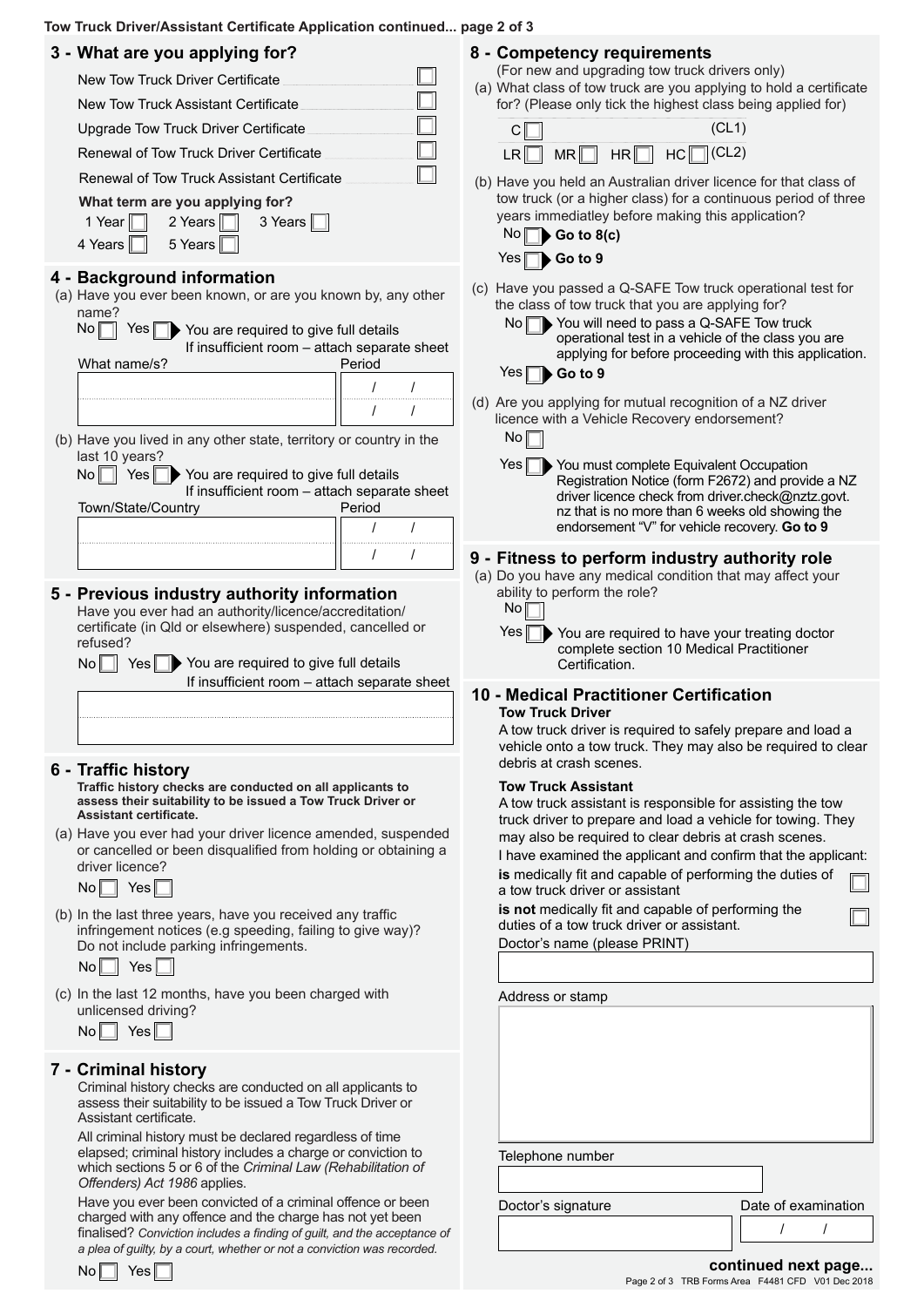## 3 - What are you applying for?

- New Tow Truck Driver Certificate ☐
- New Tow Truck Assistant Certificate ☐
- Upgrade Tow Truck Driver Certificate ☐
- Renewal of Tow Truck Driver Certificate ☐
- Renewal of Tow Truck Assistant Certificate ☐

**What term are you applying for?**

1 Year ☐ 2 Years ☐ 3 Years ☐
4 Years ☐ 5 Years ☐

## 4 - Background information

(a) Have you ever been known, or are you known by, any other name?

No ☐ Yes ☐ ▶ You are required to give full details
If insufficient room – attach separate sheet

| What name/s? | Period |
|---|---|
| | / / |
| | / / |

(b) Have you lived in any other state, territory or country in the last 10 years?

No ☐ Yes ☐ ▶ You are required to give full details
If insufficient room – attach separate sheet

| Town/State/Country | Period |
|---|---|
| | / / |
| | / / |

## 5 - Previous industry authority information

Have you ever had an authority/licence/accreditation/certificate (in Qld or elsewhere) suspended, cancelled or refused?

No ☐ Yes ☐ ▶ You are required to give full details
If insufficient room – attach separate sheet

## 6 - Traffic history

**Traffic history checks are conducted on all applicants to assess their suitability to be issued a Tow Truck Driver or Assistant certificate.**

(a) Have you ever had your driver licence amended, suspended or cancelled or been disqualified from holding or obtaining a driver licence?

No ☐ Yes ☐

(b) In the last three years, have you received any traffic infringement notices (e.g speeding, failing to give way)? Do not include parking infringements.

No ☐ Yes ☐

(c) In the last 12 months, have you been charged with unlicensed driving?

No ☐ Yes ☐

## 7 - Criminal history

Criminal history checks are conducted on all applicants to assess their suitability to be issued a Tow Truck Driver or Assistant certificate.

All criminal history must be declared regardless of time elapsed; criminal history includes a charge or conviction to which sections 5 or 6 of the *Criminal Law (Rehabilitation of Offenders) Act 1986* applies.

Have you ever been convicted of a criminal offence or been charged with any offence and the charge has not yet been finalised? *Conviction includes a finding of guilt, and the acceptance of a plea of guilty, by a court, whether or not a conviction was recorded.*

No ☐ Yes ☐

## 8 - Competency requirements

(For new and upgrading tow truck drivers only)

(a) What class of tow truck are you applying to hold a certificate for? (Please only tick the highest class being applied for)

C ☐ (CL1)

LR ☐ MR ☐ HR ☐ HC ☐ (CL2)

(b) Have you held an Australian driver licence for that class of tow truck (or a higher class) for a continuous period of three years immediatley before making this application?

No ☐ ▶ **Go to 8(c)**

Yes ☐ ▶ **Go to 9**

(c) Have you passed a Q-SAFE Tow truck operational test for the class of tow truck that you are applying for?

No ☐ ▶ You will need to pass a Q-SAFE Tow truck operational test in a vehicle of the class you are applying for before proceeding with this application.

Yes ☐ ▶ **Go to 9**

(d) Are you applying for mutual recognition of a NZ driver licence with a Vehicle Recovery endorsement?

No ☐

Yes ☐ ▶ You must complete Equivalent Occupation Registration Notice (form F2672) and provide a NZ driver licence check from driver.check@nztz.govt.nz that is no more than 6 weeks old showing the endorsement "V" for vehicle recovery. **Go to 9**

## 9 - Fitness to perform industry authority role

(a) Do you have any medical condition that may affect your ability to perform the role?

No ☐

Yes ☐ ▶ You are required to have your treating doctor complete section 10 Medical Practitioner Certification.

## 10 - Medical Practitioner Certification

**Tow Truck Driver**

A tow truck driver is required to safely prepare and load a vehicle onto a tow truck. They may also be required to clear debris at crash scenes.

**Tow Truck Assistant**

A tow truck assistant is responsible for assisting the tow truck driver to prepare and load a vehicle for towing. They may also be required to clear debris at crash scenes.

I have examined the applicant and confirm that the applicant:

**is** medically fit and capable of performing the duties of a tow truck driver or assistant ☐

**is not** medically fit and capable of performing the duties of a tow truck driver or assistant. ☐

Doctor's name (please PRINT)

Address or stamp

Telephone number

Doctor's signature

Date of examination / /

**continued next page...**

Page 2 of 3 TRB Forms Area F4481 CFD V01 Dec 2018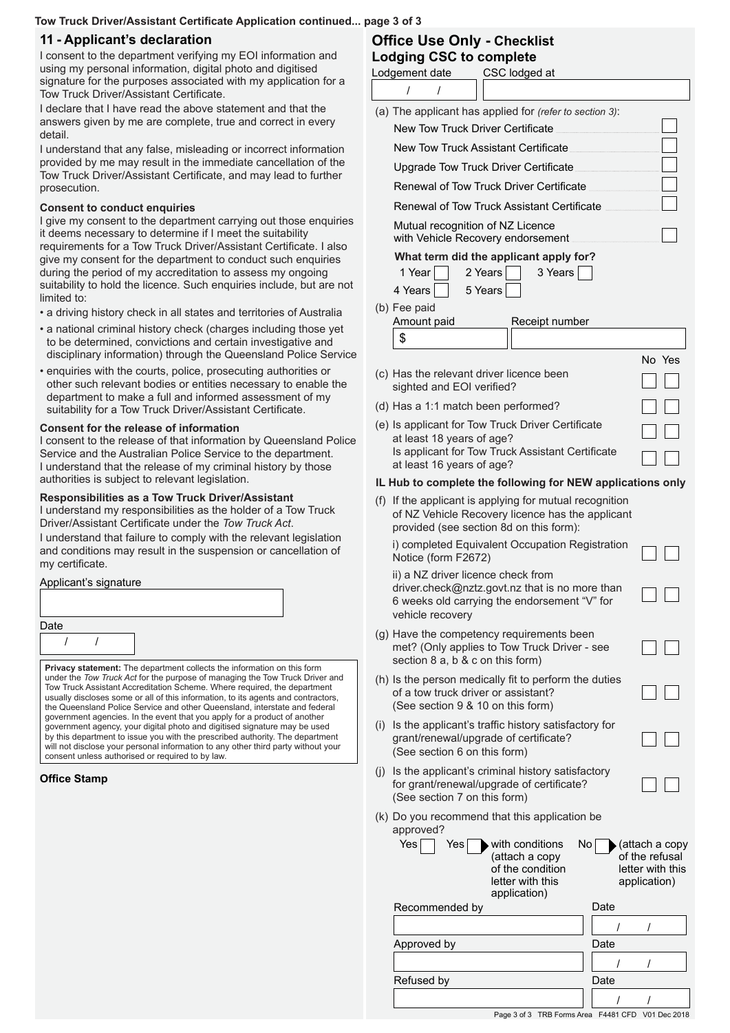## 11 - Applicant's declaration

I consent to the department verifying my EOI information and using my personal information, digital photo and digitised signature for the purposes associated with my application for a Tow Truck Driver/Assistant Certificate.

I declare that I have read the above statement and that the answers given by me are complete, true and correct in every detail.

I understand that any false, misleading or incorrect information provided by me may result in the immediate cancellation of the Tow Truck Driver/Assistant Certificate, and may lead to further prosecution.

**Consent to conduct enquiries**

I give my consent to the department carrying out those enquiries it deems necessary to determine if I meet the suitability requirements for a Tow Truck Driver/Assistant Certificate. I also give my consent for the department to conduct such enquiries during the period of my accreditation to assess my ongoing suitability to hold the licence. Such enquiries include, but are not limited to:

- a driving history check in all states and territories of Australia
- a national criminal history check (charges including those yet to be determined, convictions and certain investigative and disciplinary information) through the Queensland Police Service
- enquiries with the courts, police, prosecuting authorities or other such relevant bodies or entities necessary to enable the department to make a full and informed assessment of my suitability for a Tow Truck Driver/Assistant Certificate.

**Consent for the release of information**

I consent to the release of that information by Queensland Police Service and the Australian Police Service to the department. I understand that the release of my criminal history by those authorities is subject to relevant legislation.

**Responsibilities as a Tow Truck Driver/Assistant**

I understand my responsibilities as the holder of a Tow Truck Driver/Assistant Certificate under the *Tow Truck Act*.

I understand that failure to comply with the relevant legislation and conditions may result in the suspension or cancellation of my certificate.

Applicant's signature

Date
/ /

**Privacy statement:** The department collects the information on this form under the *Tow Truck Act* for the purpose of managing the Tow Truck Driver and Tow Truck Assistant Accreditation Scheme. Where required, the department usually discloses some or all of this information, to its agents and contractors, the Queensland Police Service and other Queensland, interstate and federal government agencies. In the event that you apply for a product of another government agency, your digital photo and digitised signature may be used by this department to issue you with the prescribed authority. The department will not disclose your personal information to any other third party without your consent unless authorised or required to by law.

**Office Stamp**

## Office Use Only - Checklist

### Lodging CSC to complete

Lodgement date / /    CSC lodged at

(a) The applicant has applied for *(refer to section 3)*:

- New Tow Truck Driver Certificate ☐
- New Tow Truck Assistant Certificate ☐
- Upgrade Tow Truck Driver Certificate ☐
- Renewal of Tow Truck Driver Certificate ☐
- Renewal of Tow Truck Assistant Certificate ☐
- Mutual recognition of NZ Licence with Vehicle Recovery endorsement ☐

**What term did the applicant apply for?**

1 Year ☐ 2 Years ☐ 3 Years ☐ 4 Years ☐ 5 Years ☐

(b) Fee paid
Amount paid $    Receipt number

| | No | Yes |
|---|---|---|
| (c) Has the relevant driver licence been sighted and EOI verified? | ☐ | ☐ |
| (d) Has a 1:1 match been performed? | ☐ | ☐ |
| (e) Is applicant for Tow Truck Driver Certificate at least 18 years of age? | ☐ | ☐ |
| Is applicant for Tow Truck Assistant Certificate at least 16 years of age? | ☐ | ☐ |

**IL Hub to complete the following for NEW applications only**

| | No | Yes |
|---|---|---|
| (f) If the applicant is applying for mutual recognition of NZ Vehicle Recovery licence has the applicant provided (see section 8d on this form): | | |
| i) completed Equivalent Occupation Registration Notice (form F2672) | ☐ | ☐ |
| ii) a NZ driver licence check from driver.check@nztz.govt.nz that is no more than 6 weeks old carrying the endorsement "V" for vehicle recovery | ☐ | ☐ |
| (g) Have the competency requirements been met? (Only applies to Tow Truck Driver - see section 8 a, b & c on this form) | ☐ | ☐ |
| (h) Is the person medically fit to perform the duties of a tow truck driver or assistant? (See section 9 & 10 on this form) | ☐ | ☐ |
| (i) Is the applicant's traffic history satisfactory for grant/renewal/upgrade of certificate? (See section 6 on this form) | ☐ | ☐ |
| (j) Is the applicant's criminal history satisfactory for grant/renewal/upgrade of certificate? (See section 7 on this form) | ☐ | ☐ |

(k) Do you recommend that this application be approved?

Yes ☐ Yes ☐ with conditions (attach a copy of the condition letter with this application) No ☐ (attach a copy of the refusal letter with this application)

Recommended by    Date / /

Approved by    Date / /

Refused by    Date / /

TRB Forms Area F4481 CFD V01 Dec 2018